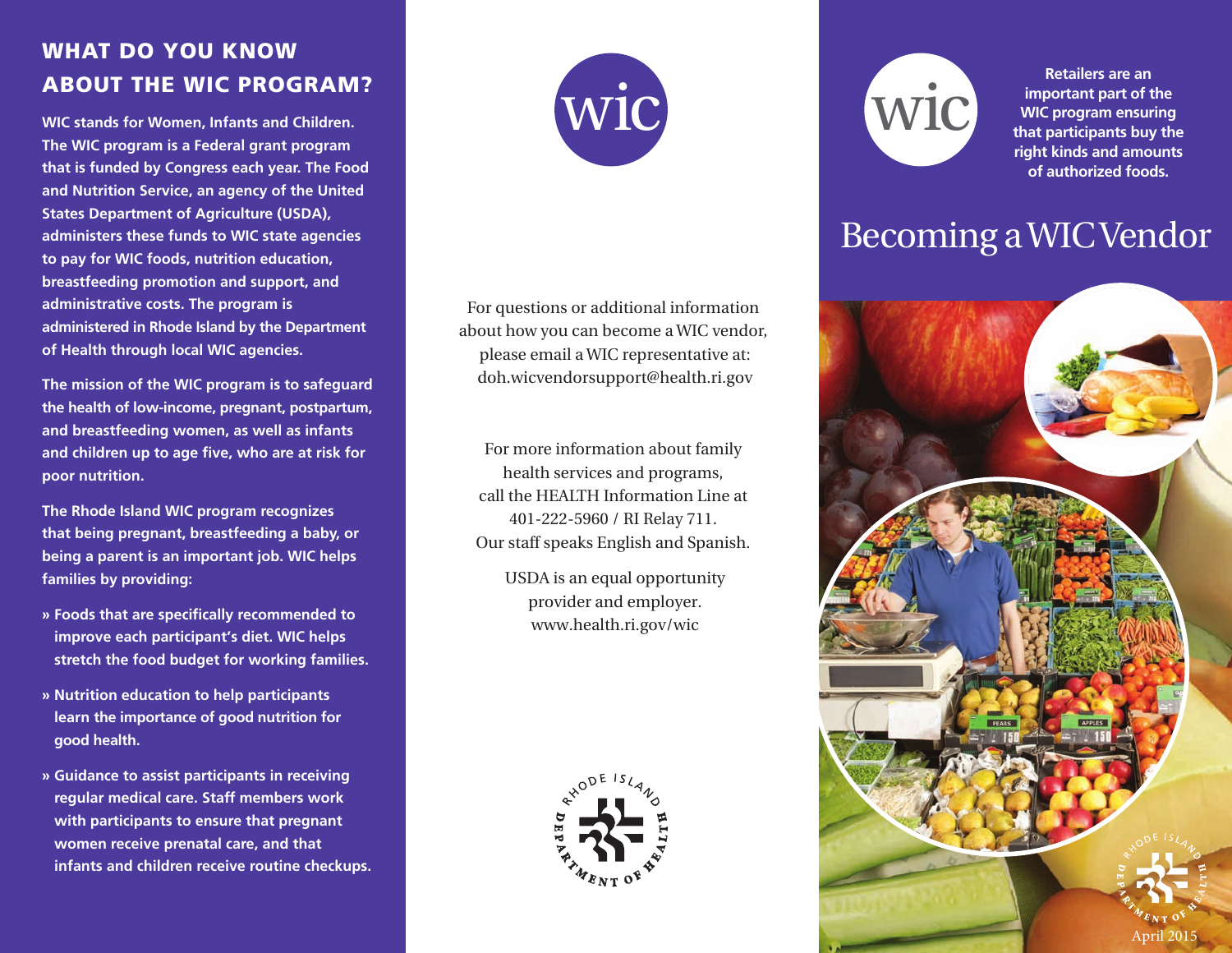## WHAT DO YOU KNOW ABOUT THE WIC PROGRAM?

**WIC stands for Women, Infants and Children. The WIC program is a Federal grant program that is funded by Congress each year. The Food and Nutrition Service, an agency of the United States Department of Agriculture (USDA), administers these funds to WIC state agencies to pay for WIC foods, nutrition education, breastfeeding promotion and support, and administrative costs. The program is administered in Rhode Island by the Department of Health through local WIC agencies.**

**The mission of the WIC program is to safeguard the health of low-income, pregnant, postpartum, and breastfeeding women, as well as infants and children up to age five, who are at risk for poor nutrition.**

**The Rhode Island WIC program recognizes that being pregnant, breastfeeding a baby, or being a parent is an important job. WIC helps families by providing:**

- **Foods that are specifically recommended to improve each participant's diet. WIC helps stretch the food budget for working families.**
- **Nutrition education to help participants learn the importance of good nutrition for good health.**
- **Guidance to assist participants in receiving regular medical care. Staff members work with participants to ensure that pregnant women receive prenatal care, and that infants and children receive routine checkups.**

wic

For questions or additional information about how you can become a WIC vendor, please email a WIC representative at: doh.wicvendorsupport@health.ri.gov

For more information about family health services and programs, call the HEALTH Information Line at 401-222-5960 / RI Relay 711. Our staff speaks English and Spanish.

USDA is an equal opportunity provider and employer.
www.health.ri.gov/wic

RHODE ISLAND DEPARTMENT OF HEALTH

wic

**Retailers are an important part of the WIC program ensuring that participants buy the right kinds and amounts of authorized foods.**

# Becoming a WIC Vendor

RHODE ISLAND DEPARTMENT OF HEALTH

April 2015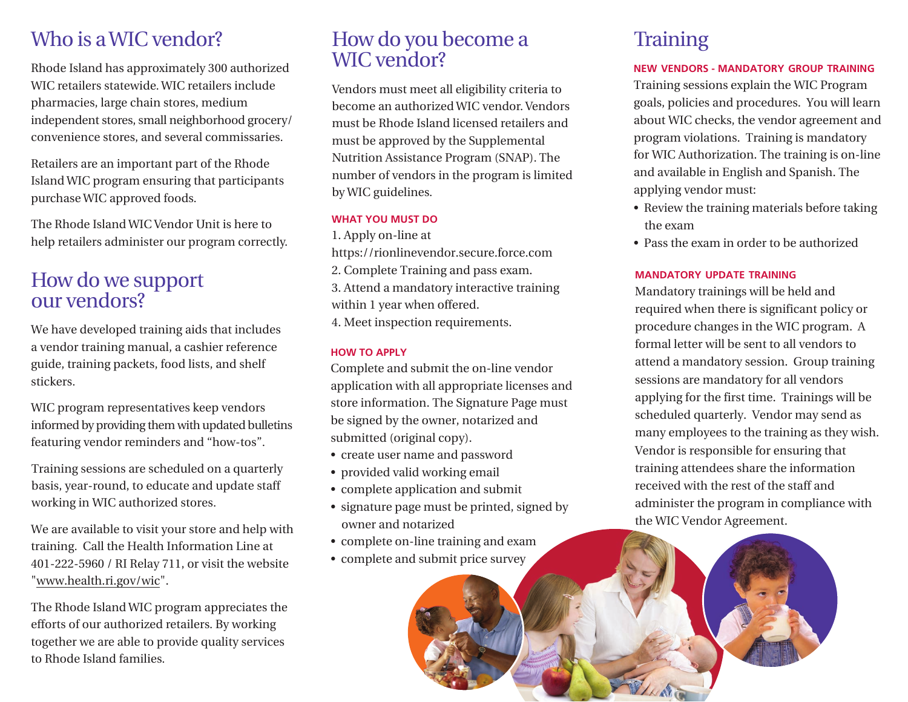## Who is a WIC vendor?

Rhode Island has approximately 300 authorized WIC retailers statewide. WIC retailers include pharmacies, large chain stores, medium independent stores, small neighborhood grocery/ convenience stores, and several commissaries.

Retailers are an important part of the Rhode Island WIC program ensuring that participants purchase WIC approved foods.

The Rhode Island WIC Vendor Unit is here to help retailers administer our program correctly.

## How do we support our vendors?

We have developed training aids that includes a vendor training manual, a cashier reference guide, training packets, food lists, and shelf stickers.

WIC program representatives keep vendors informed by providing them with updated bulletins featuring vendor reminders and "how-tos".

Training sessions are scheduled on a quarterly basis, year-round, to educate and update staff working in WIC authorized stores.

We are available to visit your store and help with training. Call the Health Information Line at 401-222-5960 / RI Relay 711, or visit the website "www.health.ri.gov/wic".

The Rhode Island WIC program appreciates the efforts of our authorized retailers. By working together we are able to provide quality services to Rhode Island families.

## How do you become a WIC vendor?

Vendors must meet all eligibility criteria to become an authorized WIC vendor. Vendors must be Rhode Island licensed retailers and must be approved by the Supplemental Nutrition Assistance Program (SNAP). The number of vendors in the program is limited by WIC guidelines.

### WHAT YOU MUST DO

1. Apply on-line at https://rionlinevendor.secure.force.com
2. Complete Training and pass exam.
3. Attend a mandatory interactive training within 1 year when offered.
4. Meet inspection requirements.

### HOW TO APPLY

Complete and submit the on-line vendor application with all appropriate licenses and store information. The Signature Page must be signed by the owner, notarized and submitted (original copy).

- create user name and password
- provided valid working email
- complete application and submit
- signature page must be printed, signed by owner and notarized
- complete on-line training and exam
- complete and submit price survey

## Training

### NEW VENDORS - MANDATORY GROUP TRAINING

Training sessions explain the WIC Program goals, policies and procedures. You will learn about WIC checks, the vendor agreement and program violations. Training is mandatory for WIC Authorization. The training is on-line and available in English and Spanish. The applying vendor must:

- Review the training materials before taking the exam
- Pass the exam in order to be authorized

### MANDATORY UPDATE TRAINING

Mandatory trainings will be held and required when there is significant policy or procedure changes in the WIC program. A formal letter will be sent to all vendors to attend a mandatory session. Group training sessions are mandatory for all vendors applying for the first time. Trainings will be scheduled quarterly. Vendor may send as many employees to the training as they wish. Vendor is responsible for ensuring that training attendees share the information received with the rest of the staff and administer the program in compliance with the WIC Vendor Agreement.